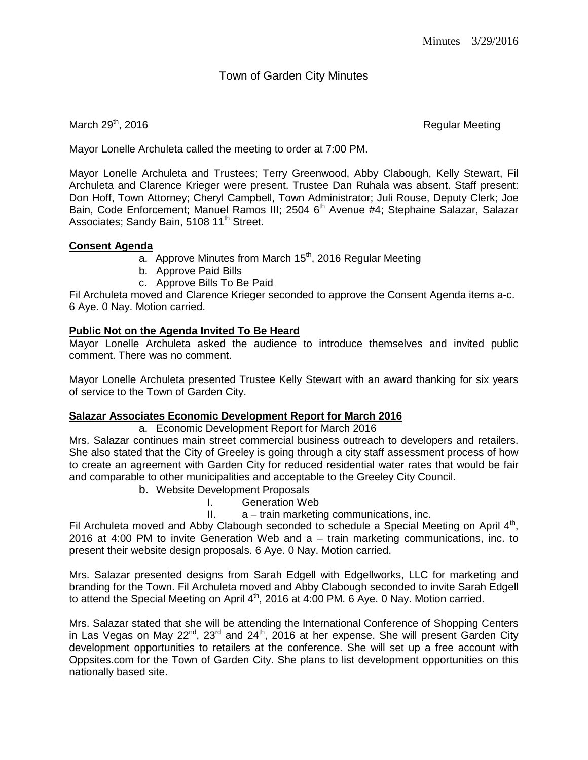# Town of Garden City Minutes

March 29th, 2016 Regular Meeting

Mayor Lonelle Archuleta called the meeting to order at 7:00 PM.

Mayor Lonelle Archuleta and Trustees; Terry Greenwood, Abby Clabough, Kelly Stewart, Fil Archuleta and Clarence Krieger were present. Trustee Dan Ruhala was absent. Staff present: Don Hoff, Town Attorney; Cheryl Campbell, Town Administrator; Juli Rouse, Deputy Clerk; Joe Bain, Code Enforcement; Manuel Ramos III; 2504 6th Avenue #4; Stephaine Salazar, Salazar Associates; Sandy Bain, 5108 11th Street.

## Consent Agenda

a. Approve Minutes from March 15th, 2016 Regular Meeting
b. Approve Paid Bills
c. Approve Bills To Be Paid

Fil Archuleta moved and Clarence Krieger seconded to approve the Consent Agenda items a-c. 6 Aye. 0 Nay. Motion carried.

## Public Not on the Agenda Invited To Be Heard

Mayor Lonelle Archuleta asked the audience to introduce themselves and invited public comment. There was no comment.

Mayor Lonelle Archuleta presented Trustee Kelly Stewart with an award thanking for six years of service to the Town of Garden City.

## Salazar Associates Economic Development Report for March 2016

a. Economic Development Report for March 2016

Mrs. Salazar continues main street commercial business outreach to developers and retailers. She also stated that the City of Greeley is going through a city staff assessment process of how to create an agreement with Garden City for reduced residential water rates that would be fair and comparable to other municipalities and acceptable to the Greeley City Council.

b. Website Development Proposals

I. Generation Web
II. a – train marketing communications, inc.

Fil Archuleta moved and Abby Clabough seconded to schedule a Special Meeting on April 4th, 2016 at 4:00 PM to invite Generation Web and a – train marketing communications, inc. to present their website design proposals. 6 Aye. 0 Nay. Motion carried.

Mrs. Salazar presented designs from Sarah Edgell with Edgellworks, LLC for marketing and branding for the Town. Fil Archuleta moved and Abby Clabough seconded to invite Sarah Edgell to attend the Special Meeting on April 4th, 2016 at 4:00 PM. 6 Aye. 0 Nay. Motion carried.

Mrs. Salazar stated that she will be attending the International Conference of Shopping Centers in Las Vegas on May 22nd, 23rd and 24th, 2016 at her expense. She will present Garden City development opportunities to retailers at the conference. She will set up a free account with Oppsites.com for the Town of Garden City. She plans to list development opportunities on this nationally based site.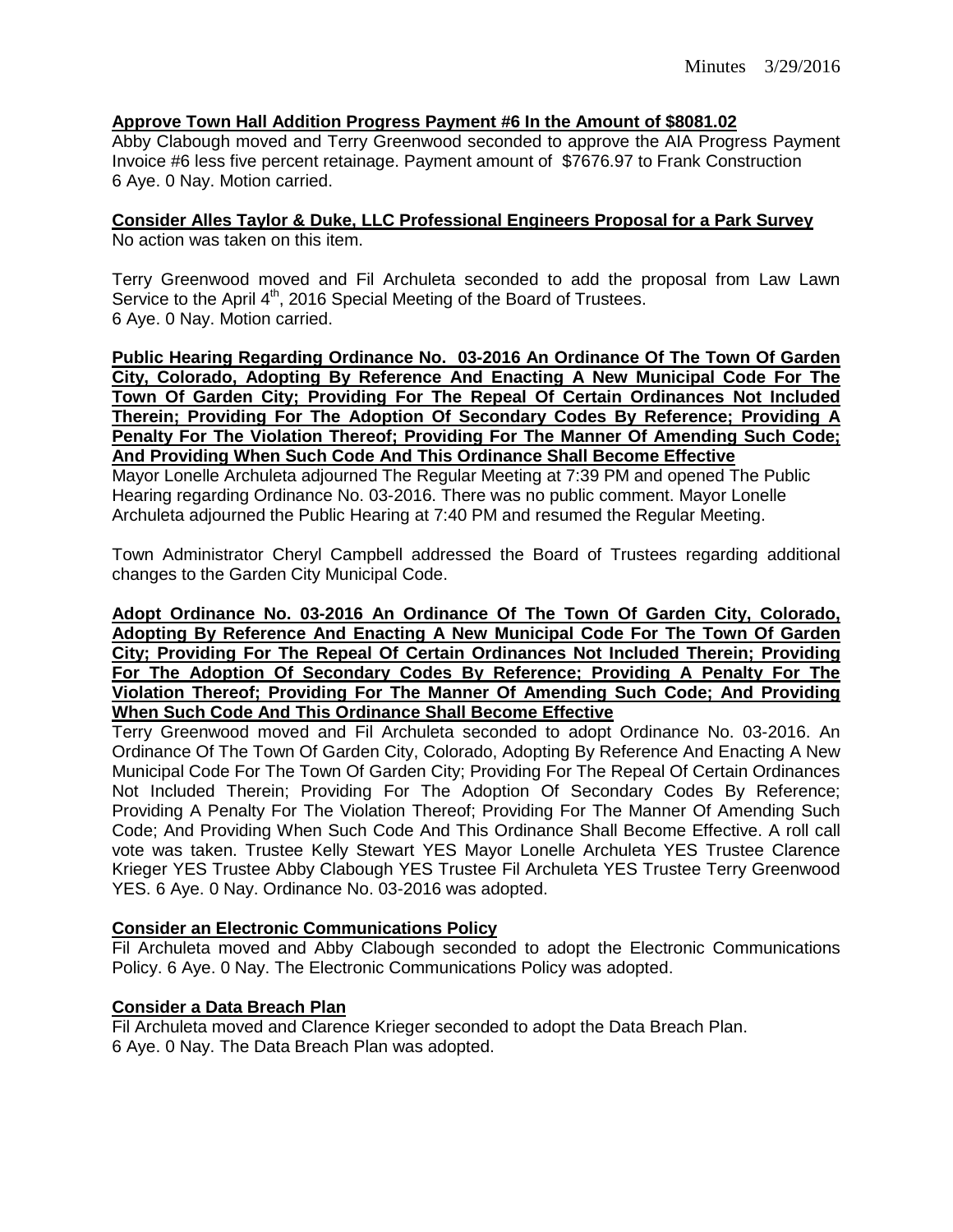**Approve Town Hall Addition Progress Payment #6 In the Amount of $8081.02**

Abby Clabough moved and Terry Greenwood seconded to approve the AIA Progress Payment Invoice #6 less five percent retainage. Payment amount of $7676.97 to Frank Construction 6 Aye. 0 Nay. Motion carried.

**Consider Alles Taylor & Duke, LLC Professional Engineers Proposal for a Park Survey**

No action was taken on this item.

Terry Greenwood moved and Fil Archuleta seconded to add the proposal from Law Lawn Service to the April 4th, 2016 Special Meeting of the Board of Trustees.
6 Aye. 0 Nay. Motion carried.

**Public Hearing Regarding Ordinance No. 03-2016 An Ordinance Of The Town Of Garden City, Colorado, Adopting By Reference And Enacting A New Municipal Code For The Town Of Garden City; Providing For The Repeal Of Certain Ordinances Not Included Therein; Providing For The Adoption Of Secondary Codes By Reference; Providing A Penalty For The Violation Thereof; Providing For The Manner Of Amending Such Code; And Providing When Such Code And This Ordinance Shall Become Effective**

Mayor Lonelle Archuleta adjourned The Regular Meeting at 7:39 PM and opened The Public Hearing regarding Ordinance No. 03-2016. There was no public comment. Mayor Lonelle Archuleta adjourned the Public Hearing at 7:40 PM and resumed the Regular Meeting.

Town Administrator Cheryl Campbell addressed the Board of Trustees regarding additional changes to the Garden City Municipal Code.

**Adopt Ordinance No. 03-2016 An Ordinance Of The Town Of Garden City, Colorado, Adopting By Reference And Enacting A New Municipal Code For The Town Of Garden City; Providing For The Repeal Of Certain Ordinances Not Included Therein; Providing For The Adoption Of Secondary Codes By Reference; Providing A Penalty For The Violation Thereof; Providing For The Manner Of Amending Such Code; And Providing When Such Code And This Ordinance Shall Become Effective**

Terry Greenwood moved and Fil Archuleta seconded to adopt Ordinance No. 03-2016. An Ordinance Of The Town Of Garden City, Colorado, Adopting By Reference And Enacting A New Municipal Code For The Town Of Garden City; Providing For The Repeal Of Certain Ordinances Not Included Therein; Providing For The Adoption Of Secondary Codes By Reference; Providing A Penalty For The Violation Thereof; Providing For The Manner Of Amending Such Code; And Providing When Such Code And This Ordinance Shall Become Effective. A roll call vote was taken. Trustee Kelly Stewart YES Mayor Lonelle Archuleta YES Trustee Clarence Krieger YES Trustee Abby Clabough YES Trustee Fil Archuleta YES Trustee Terry Greenwood YES. 6 Aye. 0 Nay. Ordinance No. 03-2016 was adopted.

**Consider an Electronic Communications Policy**

Fil Archuleta moved and Abby Clabough seconded to adopt the Electronic Communications Policy. 6 Aye. 0 Nay. The Electronic Communications Policy was adopted.

**Consider a Data Breach Plan**

Fil Archuleta moved and Clarence Krieger seconded to adopt the Data Breach Plan.
6 Aye. 0 Nay. The Data Breach Plan was adopted.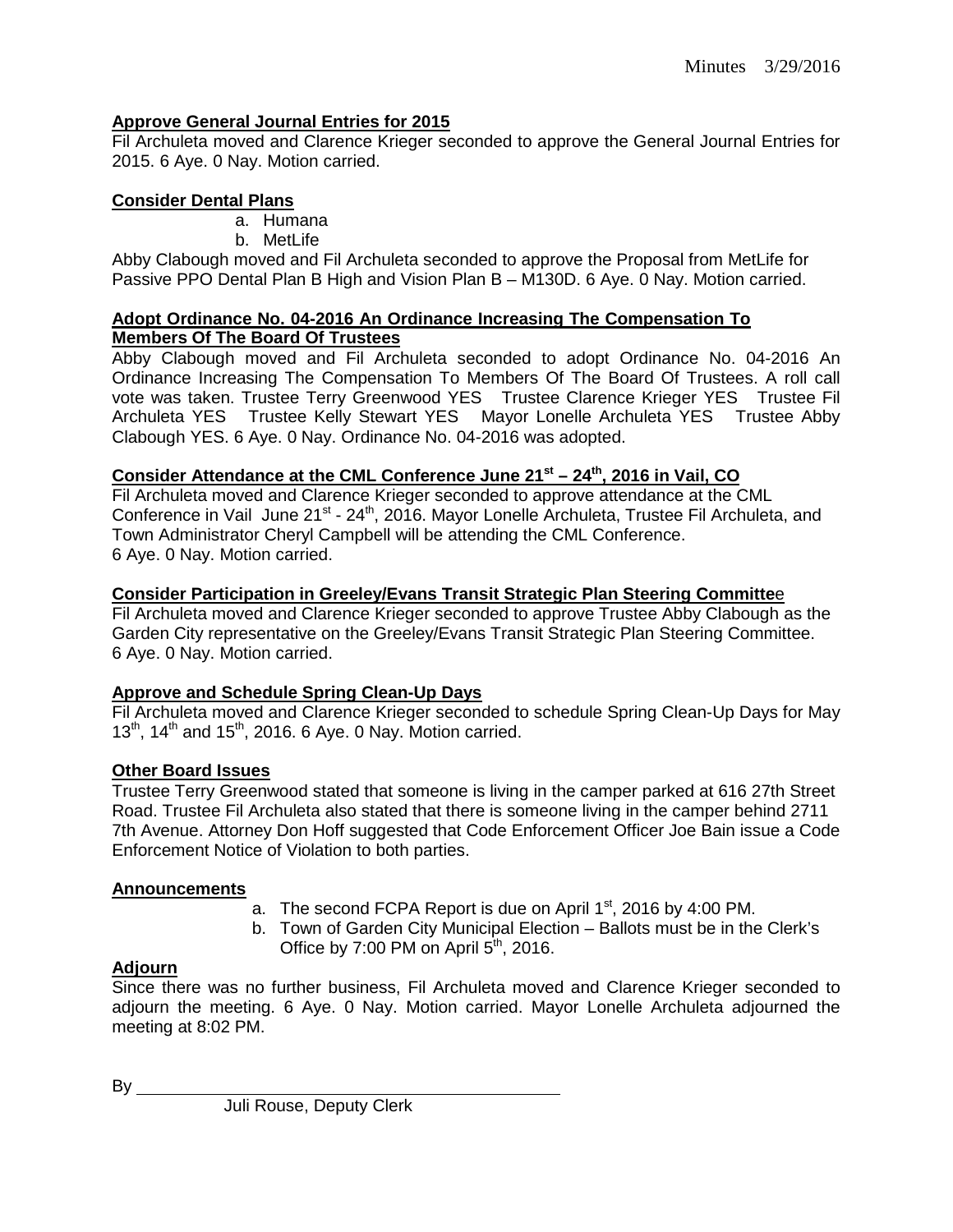**Approve General Journal Entries for 2015**

Fil Archuleta moved and Clarence Krieger seconded to approve the General Journal Entries for 2015. 6 Aye. 0 Nay. Motion carried.

**Consider Dental Plans**

a. Humana
b. MetLife

Abby Clabough moved and Fil Archuleta seconded to approve the Proposal from MetLife for Passive PPO Dental Plan B High and Vision Plan B – M130D. 6 Aye. 0 Nay. Motion carried.

**Adopt Ordinance No. 04-2016 An Ordinance Increasing The Compensation To Members Of The Board Of Trustees**

Abby Clabough moved and Fil Archuleta seconded to adopt Ordinance No. 04-2016 An Ordinance Increasing The Compensation To Members Of The Board Of Trustees. A roll call vote was taken. Trustee Terry Greenwood YES Trustee Clarence Krieger YES Trustee Fil Archuleta YES Trustee Kelly Stewart YES Mayor Lonelle Archuleta YES Trustee Abby Clabough YES. 6 Aye. 0 Nay. Ordinance No. 04-2016 was adopted.

**Consider Attendance at the CML Conference June 21st – 24th, 2016 in Vail, CO**

Fil Archuleta moved and Clarence Krieger seconded to approve attendance at the CML Conference in Vail June 21st - 24th, 2016. Mayor Lonelle Archuleta, Trustee Fil Archuleta, and Town Administrator Cheryl Campbell will be attending the CML Conference. 6 Aye. 0 Nay. Motion carried.

**Consider Participation in Greeley/Evans Transit Strategic Plan Steering Committee**

Fil Archuleta moved and Clarence Krieger seconded to approve Trustee Abby Clabough as the Garden City representative on the Greeley/Evans Transit Strategic Plan Steering Committee. 6 Aye. 0 Nay. Motion carried.

**Approve and Schedule Spring Clean-Up Days**

Fil Archuleta moved and Clarence Krieger seconded to schedule Spring Clean-Up Days for May 13th, 14th and 15th, 2016. 6 Aye. 0 Nay. Motion carried.

**Other Board Issues**

Trustee Terry Greenwood stated that someone is living in the camper parked at 616 27th Street Road. Trustee Fil Archuleta also stated that there is someone living in the camper behind 2711 7th Avenue. Attorney Don Hoff suggested that Code Enforcement Officer Joe Bain issue a Code Enforcement Notice of Violation to both parties.

**Announcements**

a. The second FCPA Report is due on April 1st, 2016 by 4:00 PM.
b. Town of Garden City Municipal Election – Ballots must be in the Clerk's Office by 7:00 PM on April 5th, 2016.

**Adjourn**

Since there was no further business, Fil Archuleta moved and Clarence Krieger seconded to adjourn the meeting. 6 Aye. 0 Nay. Motion carried. Mayor Lonelle Archuleta adjourned the meeting at 8:02 PM.

By ____________________________________

Juli Rouse, Deputy Clerk